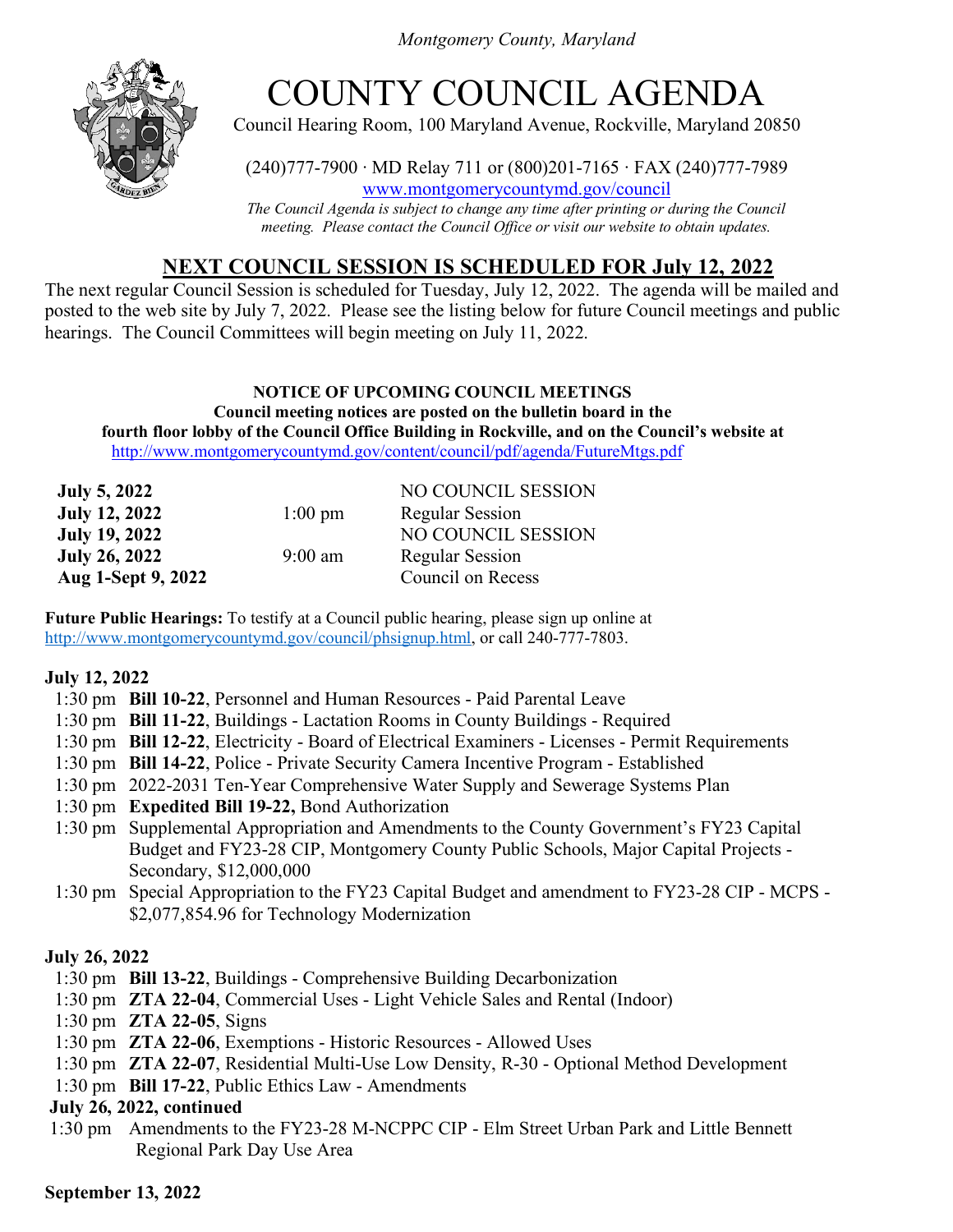*Montgomery County, Maryland*

# COUNTY COUNCIL AGENDA

Council Hearing Room, 100 Maryland Avenue, Rockville, Maryland 20850

(240)777-7900 · MD Relay 711 or (800)201-7165 · FAX (240)777-7989
www.montgomerycountymd.gov/council

*The Council Agenda is subject to change any time after printing or during the Council meeting. Please contact the Council Office or visit our website to obtain updates.*

## NEXT COUNCIL SESSION IS SCHEDULED FOR July 12, 2022

The next regular Council Session is scheduled for Tuesday, July 12, 2022. The agenda will be mailed and posted to the web site by July 7, 2022. Please see the listing below for future Council meetings and public hearings. The Council Committees will begin meeting on July 11, 2022.

**NOTICE OF UPCOMING COUNCIL MEETINGS**
**Council meeting notices are posted on the bulletin board in the fourth floor lobby of the Council Office Building in Rockville, and on the Council's website at** http://www.montgomerycountymd.gov/content/council/pdf/agenda/FutureMtgs.pdf

| | | |
|---|---|---|
| **July 5, 2022** | | NO COUNCIL SESSION |
| **July 12, 2022** | 1:00 pm | Regular Session |
| **July 19, 2022** | | NO COUNCIL SESSION |
| **July 26, 2022** | 9:00 am | Regular Session |
| **Aug 1-Sept 9, 2022** | | Council on Recess |

**Future Public Hearings:** To testify at a Council public hearing, please sign up online at http://www.montgomerycountymd.gov/council/phsignup.html, or call 240-777-7803.

**July 12, 2022**

- 1:30 pm **Bill 10-22**, Personnel and Human Resources - Paid Parental Leave
- 1:30 pm **Bill 11-22**, Buildings - Lactation Rooms in County Buildings - Required
- 1:30 pm **Bill 12-22**, Electricity - Board of Electrical Examiners - Licenses - Permit Requirements
- 1:30 pm **Bill 14-22**, Police - Private Security Camera Incentive Program - Established
- 1:30 pm 2022-2031 Ten-Year Comprehensive Water Supply and Sewerage Systems Plan
- 1:30 pm **Expedited Bill 19-22,** Bond Authorization
- 1:30 pm Supplemental Appropriation and Amendments to the County Government's FY23 Capital Budget and FY23-28 CIP, Montgomery County Public Schools, Major Capital Projects - Secondary, $12,000,000
- 1:30 pm Special Appropriation to the FY23 Capital Budget and amendment to FY23-28 CIP - MCPS - $2,077,854.96 for Technology Modernization

**July 26, 2022**

- 1:30 pm **Bill 13-22**, Buildings - Comprehensive Building Decarbonization
- 1:30 pm **ZTA 22-04**, Commercial Uses - Light Vehicle Sales and Rental (Indoor)
- 1:30 pm **ZTA 22-05**, Signs
- 1:30 pm **ZTA 22-06**, Exemptions - Historic Resources - Allowed Uses
- 1:30 pm **ZTA 22-07**, Residential Multi-Use Low Density, R-30 - Optional Method Development
- 1:30 pm **Bill 17-22**, Public Ethics Law - Amendments

**July 26, 2022, continued**

- 1:30 pm Amendments to the FY23-28 M-NCPPC CIP - Elm Street Urban Park and Little Bennett Regional Park Day Use Area

**September 13, 2022**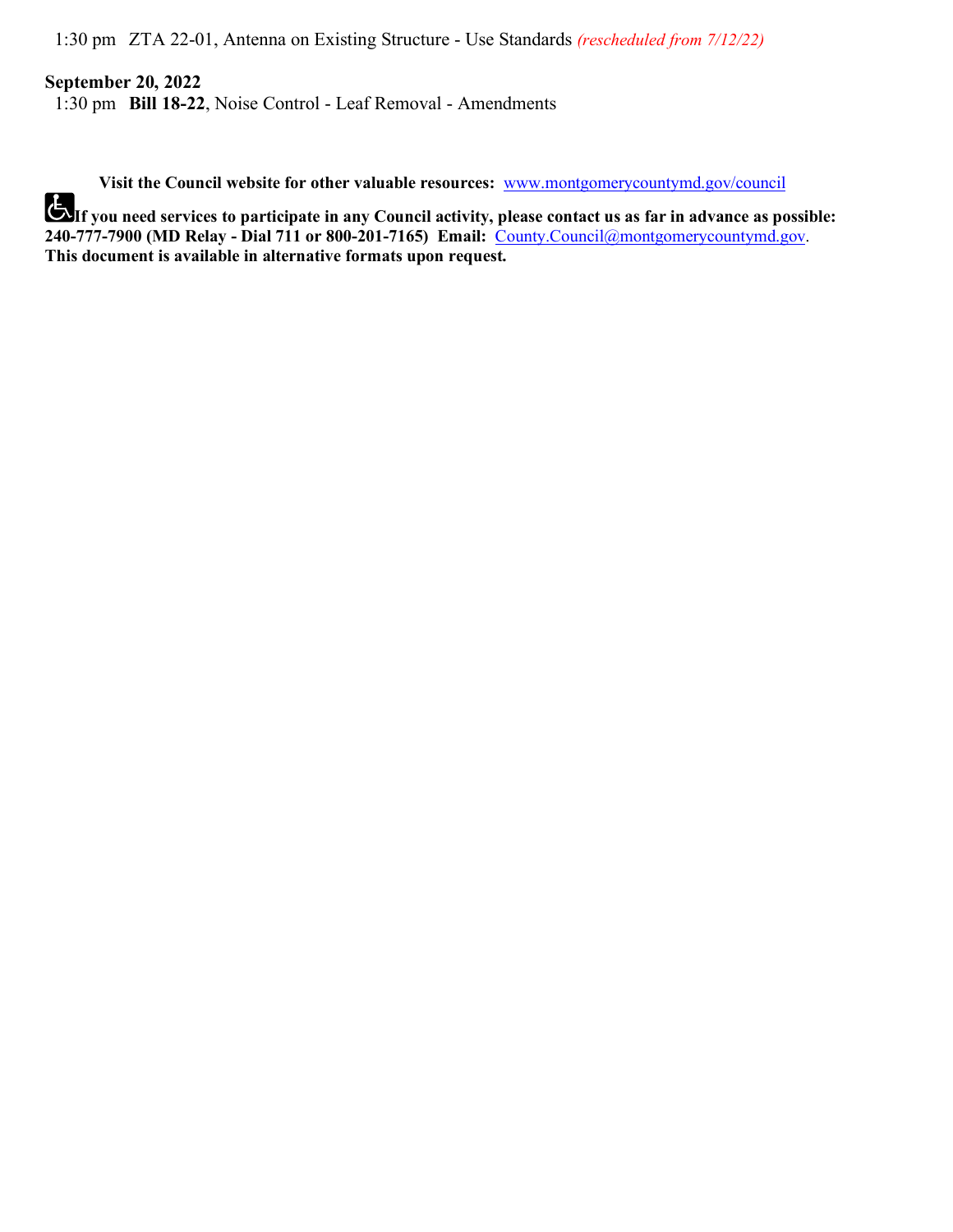1:30 pm ZTA 22-01, Antenna on Existing Structure - Use Standards *(rescheduled from 7/12/22)*

**September 20, 2022**

1:30 pm **Bill 18-22**, Noise Control - Leaf Removal - Amendments

**Visit the Council website for other valuable resources:** www.montgomerycountymd.gov/council

**If you need services to participate in any Council activity, please contact us as far in advance as possible: 240-777-7900 (MD Relay - Dial 711 or 800-201-7165) Email:** County.Council@montgomerycountymd.gov.
**This document is available in alternative formats upon request.**